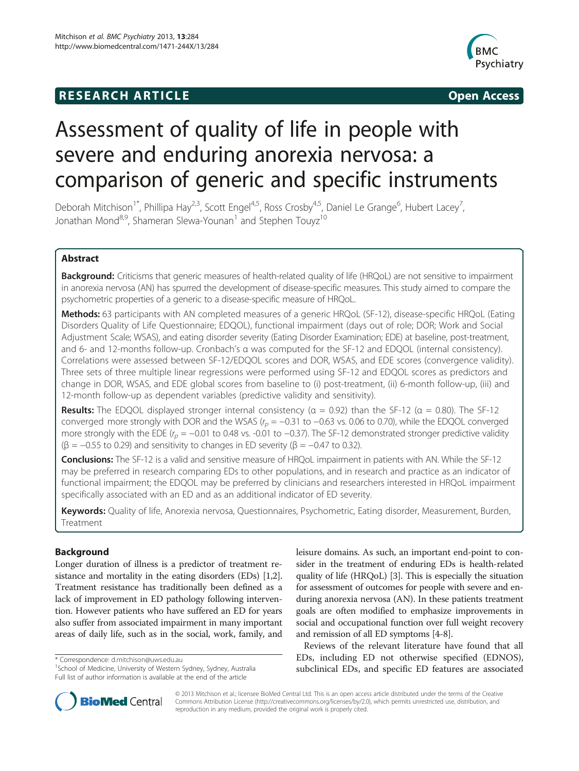# RESEARCH ARTICLE

Open Access

# Assessment of quality of life in people with severe and enduring anorexia nervosa: a comparison of generic and specific instruments

Deborah Mitchison[1*], Phillipa Hay[2,3], Scott Engel[4,5], Ross Crosby[4,5], Daniel Le Grange[6], Hubert Lacey[7], Jonathan Mond[8,9], Shameran Slewa-Younan[1] and Stephen Touyz[10]

## Abstract

**Background:** Criticisms that generic measures of health-related quality of life (HRQoL) are not sensitive to impairment in anorexia nervosa (AN) has spurred the development of disease-specific measures. This study aimed to compare the psychometric properties of a generic to a disease-specific measure of HRQoL.

**Methods:** 63 participants with AN completed measures of a generic HRQoL (SF-12), disease-specific HRQoL (Eating Disorders Quality of Life Questionnaire; EDQOL), functional impairment (days out of role; DOR; Work and Social Adjustment Scale; WSAS), and eating disorder severity (Eating Disorder Examination; EDE) at baseline, post-treatment, and 6- and 12-months follow-up. Cronbach's α was computed for the SF-12 and EDQOL (internal consistency). Correlations were assessed between SF-12/EDQOL scores and DOR, WSAS, and EDE scores (convergence validity). Three sets of three multiple linear regressions were performed using SF-12 and EDQOL scores as predictors and change in DOR, WSAS, and EDE global scores from baseline to (i) post-treatment, (ii) 6-month follow-up, (iii) and 12-month follow-up as dependent variables (predictive validity and sensitivity).

**Results:** The EDQOL displayed stronger internal consistency (α = 0.92) than the SF-12 (α = 0.80). The SF-12 converged more strongly with DOR and the WSAS ($r_p$ = −0.31 to −0.63 vs. 0.06 to 0.70), while the EDQOL converged more strongly with the EDE ($r_p$ = −0.01 to 0.48 vs. -0.01 to −0.37). The SF-12 demonstrated stronger predictive validity (β = −0.55 to 0.29) and sensitivity to changes in ED severity (β = −0.47 to 0.32).

**Conclusions:** The SF-12 is a valid and sensitive measure of HRQoL impairment in patients with AN. While the SF-12 may be preferred in research comparing EDs to other populations, and in research and practice as an indicator of functional impairment; the EDQOL may be preferred by clinicians and researchers interested in HRQoL impairment specifically associated with an ED and as an additional indicator of ED severity.

**Keywords:** Quality of life, Anorexia nervosa, Questionnaires, Psychometric, Eating disorder, Measurement, Burden, Treatment

## Background

Longer duration of illness is a predictor of treatment resistance and mortality in the eating disorders (EDs) [1,2]. Treatment resistance has traditionally been defined as a lack of improvement in ED pathology following intervention. However patients who have suffered an ED for years also suffer from associated impairment in many important areas of daily life, such as in the social, work, family, and leisure domains. As such, an important end-point to consider in the treatment of enduring EDs is health-related quality of life (HRQoL) [3]. This is especially the situation for assessment of outcomes for people with severe and enduring anorexia nervosa (AN). In these patients treatment goals are often modified to emphasize improvements in social and occupational function over full weight recovery and remission of all ED symptoms [4-8].

Reviews of the relevant literature have found that all EDs, including ED not otherwise specified (EDNOS), subclinical EDs, and specific ED features are associated

\* Correspondence: d.mitchison@uws.edu.au

[1]School of Medicine, University of Western Sydney, Sydney, Australia

Full list of author information is available at the end of the article

© 2013 Mitchison et al.; licensee BioMed Central Ltd. This is an open access article distributed under the terms of the Creative Commons Attribution License (http://creativecommons.org/licenses/by/2.0), which permits unrestricted use, distribution, and reproduction in any medium, provided the original work is properly cited.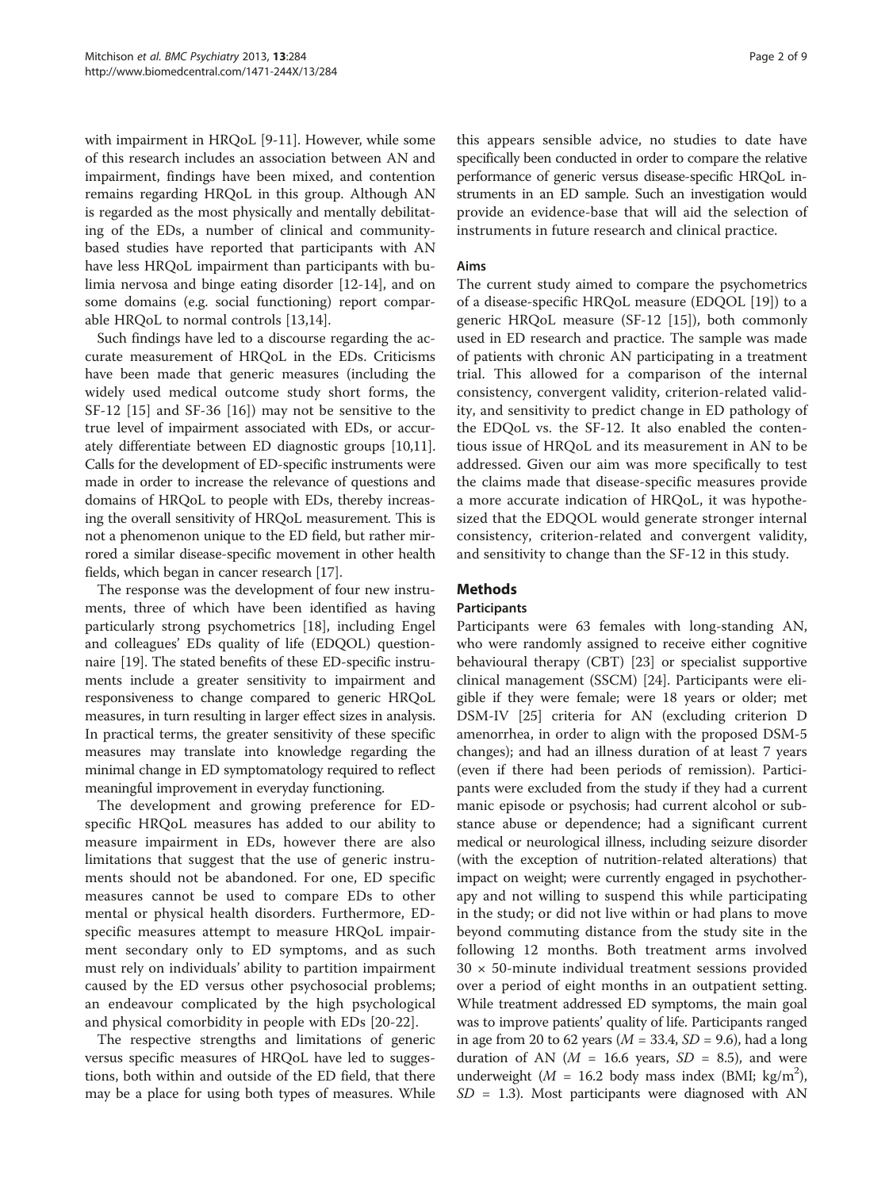with impairment in HRQoL [9-11]. However, while some of this research includes an association between AN and impairment, findings have been mixed, and contention remains regarding HRQoL in this group. Although AN is regarded as the most physically and mentally debilitating of the EDs, a number of clinical and community-based studies have reported that participants with AN have less HRQoL impairment than participants with bulimia nervosa and binge eating disorder [12-14], and on some domains (e.g. social functioning) report comparable HRQoL to normal controls [13,14].

Such findings have led to a discourse regarding the accurate measurement of HRQoL in the EDs. Criticisms have been made that generic measures (including the widely used medical outcome study short forms, the SF-12 [15] and SF-36 [16]) may not be sensitive to the true level of impairment associated with EDs, or accurately differentiate between ED diagnostic groups [10,11]. Calls for the development of ED-specific instruments were made in order to increase the relevance of questions and domains of HRQoL to people with EDs, thereby increasing the overall sensitivity of HRQoL measurement. This is not a phenomenon unique to the ED field, but rather mirrored a similar disease-specific movement in other health fields, which began in cancer research [17].

The response was the development of four new instruments, three of which have been identified as having particularly strong psychometrics [18], including Engel and colleagues' EDs quality of life (EDQOL) questionnaire [19]. The stated benefits of these ED-specific instruments include a greater sensitivity to impairment and responsiveness to change compared to generic HRQoL measures, in turn resulting in larger effect sizes in analysis. In practical terms, the greater sensitivity of these specific measures may translate into knowledge regarding the minimal change in ED symptomatology required to reflect meaningful improvement in everyday functioning.

The development and growing preference for ED-specific HRQoL measures has added to our ability to measure impairment in EDs, however there are also limitations that suggest that the use of generic instruments should not be abandoned. For one, ED specific measures cannot be used to compare EDs to other mental or physical health disorders. Furthermore, ED-specific measures attempt to measure HRQoL impairment secondary only to ED symptoms, and as such must rely on individuals' ability to partition impairment caused by the ED versus other psychosocial problems; an endeavour complicated by the high psychological and physical comorbidity in people with EDs [20-22].

The respective strengths and limitations of generic versus specific measures of HRQoL have led to suggestions, both within and outside of the ED field, that there may be a place for using both types of measures. While this appears sensible advice, no studies to date have specifically been conducted in order to compare the relative performance of generic versus disease-specific HRQoL instruments in an ED sample. Such an investigation would provide an evidence-base that will aid the selection of instruments in future research and clinical practice.

### Aims

The current study aimed to compare the psychometrics of a disease-specific HRQoL measure (EDQOL [19]) to a generic HRQoL measure (SF-12 [15]), both commonly used in ED research and practice. The sample was made of patients with chronic AN participating in a treatment trial. This allowed for a comparison of the internal consistency, convergent validity, criterion-related validity, and sensitivity to predict change in ED pathology of the EDQoL vs. the SF-12. It also enabled the contentious issue of HRQoL and its measurement in AN to be addressed. Given our aim was more specifically to test the claims made that disease-specific measures provide a more accurate indication of HRQoL, it was hypothesized that the EDQOL would generate stronger internal consistency, criterion-related and convergent validity, and sensitivity to change than the SF-12 in this study.

## Methods

### Participants

Participants were 63 females with long-standing AN, who were randomly assigned to receive either cognitive behavioural therapy (CBT) [23] or specialist supportive clinical management (SSCM) [24]. Participants were eligible if they were female; were 18 years or older; met DSM-IV [25] criteria for AN (excluding criterion D amenorrhea, in order to align with the proposed DSM-5 changes); and had an illness duration of at least 7 years (even if there had been periods of remission). Participants were excluded from the study if they had a current manic episode or psychosis; had current alcohol or substance abuse or dependence; had a significant current medical or neurological illness, including seizure disorder (with the exception of nutrition-related alterations) that impact on weight; were currently engaged in psychotherapy and not willing to suspend this while participating in the study; or did not live within or had plans to move beyond commuting distance from the study site in the following 12 months. Both treatment arms involved 30 × 50-minute individual treatment sessions provided over a period of eight months in an outpatient setting. While treatment addressed ED symptoms, the main goal was to improve patients' quality of life. Participants ranged in age from 20 to 62 years ($M$ = 33.4, $SD$ = 9.6), had a long duration of AN ($M$ = 16.6 years, $SD$ = 8.5), and were underweight ($M$ = 16.2 body mass index (BMI; kg/m$^2$), $SD$ = 1.3). Most participants were diagnosed with AN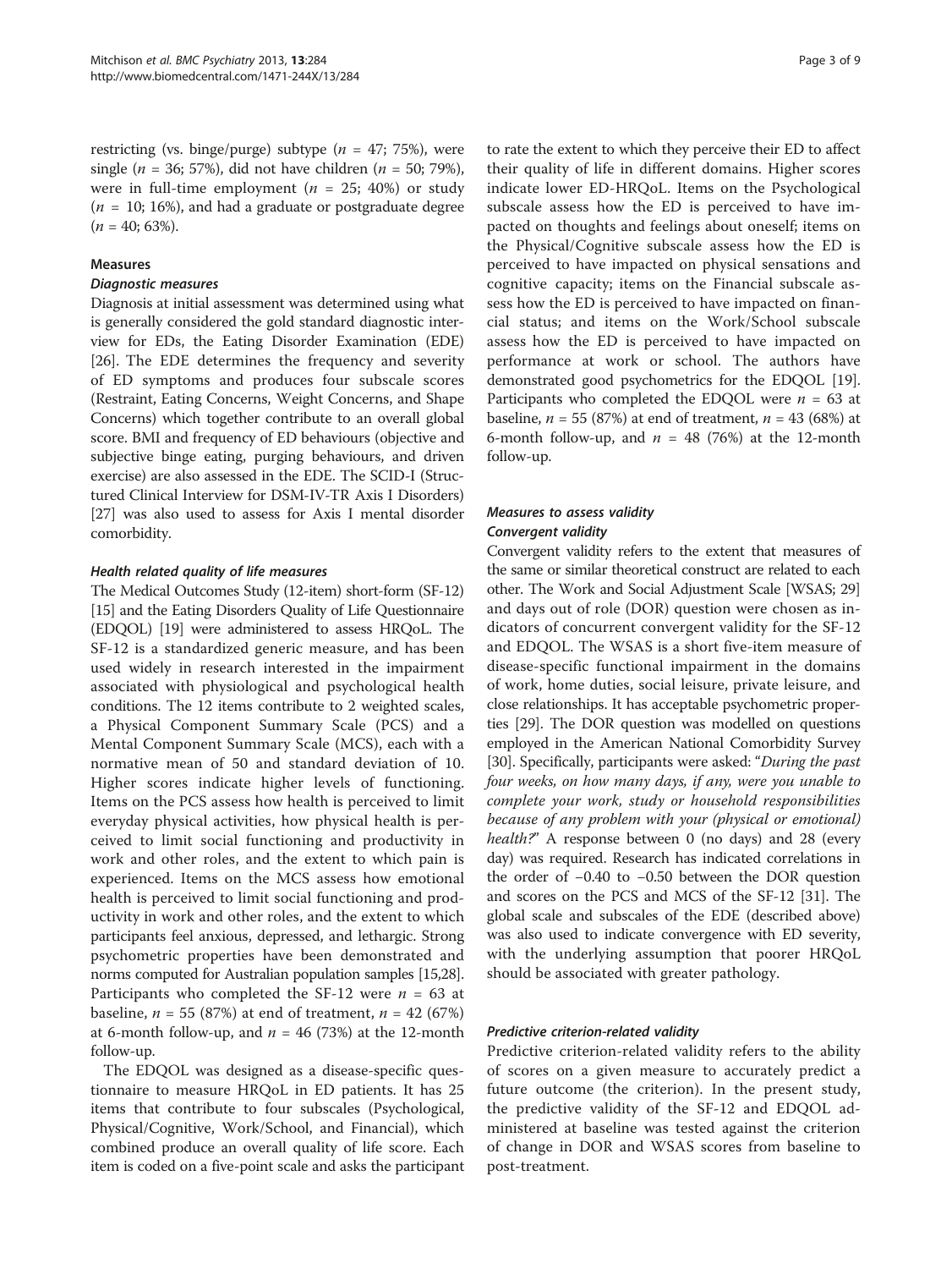restricting (vs. binge/purge) subtype ($n$ = 47; 75%), were single ($n$ = 36; 57%), did not have children ($n$ = 50; 79%), were in full-time employment ($n$ = 25; 40%) or study ($n$ = 10; 16%), and had a graduate or postgraduate degree ($n$ = 40; 63%).

## Measures

### Diagnostic measures

Diagnosis at initial assessment was determined using what is generally considered the gold standard diagnostic interview for EDs, the Eating Disorder Examination (EDE) [26]. The EDE determines the frequency and severity of ED symptoms and produces four subscale scores (Restraint, Eating Concerns, Weight Concerns, and Shape Concerns) which together contribute to an overall global score. BMI and frequency of ED behaviours (objective and subjective binge eating, purging behaviours, and driven exercise) are also assessed in the EDE. The SCID-I (Structured Clinical Interview for DSM-IV-TR Axis I Disorders) [27] was also used to assess for Axis I mental disorder comorbidity.

### Health related quality of life measures

The Medical Outcomes Study (12-item) short-form (SF-12) [15] and the Eating Disorders Quality of Life Questionnaire (EDQOL) [19] were administered to assess HRQoL. The SF-12 is a standardized generic measure, and has been used widely in research interested in the impairment associated with physiological and psychological health conditions. The 12 items contribute to 2 weighted scales, a Physical Component Summary Scale (PCS) and a Mental Component Summary Scale (MCS), each with a normative mean of 50 and standard deviation of 10. Higher scores indicate higher levels of functioning. Items on the PCS assess how health is perceived to limit everyday physical activities, how physical health is perceived to limit social functioning and productivity in work and other roles, and the extent to which pain is experienced. Items on the MCS assess how emotional health is perceived to limit social functioning and productivity in work and other roles, and the extent to which participants feel anxious, depressed, and lethargic. Strong psychometric properties have been demonstrated and norms computed for Australian population samples [15,28]. Participants who completed the SF-12 were $n$ = 63 at baseline, $n$ = 55 (87%) at end of treatment, $n$ = 42 (67%) at 6-month follow-up, and $n$ = 46 (73%) at the 12-month follow-up.

The EDQOL was designed as a disease-specific questionnaire to measure HRQoL in ED patients. It has 25 items that contribute to four subscales (Psychological, Physical/Cognitive, Work/School, and Financial), which combined produce an overall quality of life score. Each item is coded on a five-point scale and asks the participant to rate the extent to which they perceive their ED to affect their quality of life in different domains. Higher scores indicate lower ED-HRQoL. Items on the Psychological subscale assess how the ED is perceived to have impacted on thoughts and feelings about oneself; items on the Physical/Cognitive subscale assess how the ED is perceived to have impacted on physical sensations and cognitive capacity; items on the Financial subscale assess how the ED is perceived to have impacted on financial status; and items on the Work/School subscale assess how the ED is perceived to have impacted on performance at work or school. The authors have demonstrated good psychometrics for the EDQOL [19]. Participants who completed the EDQOL were $n$ = 63 at baseline, $n$ = 55 (87%) at end of treatment, $n$ = 43 (68%) at 6-month follow-up, and $n$ = 48 (76%) at the 12-month follow-up.

### Measures to assess validity

#### Convergent validity

Convergent validity refers to the extent that measures of the same or similar theoretical construct are related to each other. The Work and Social Adjustment Scale [WSAS; 29] and days out of role (DOR) question were chosen as indicators of concurrent convergent validity for the SF-12 and EDQOL. The WSAS is a short five-item measure of disease-specific functional impairment in the domains of work, home duties, social leisure, private leisure, and close relationships. It has acceptable psychometric properties [29]. The DOR question was modelled on questions employed in the American National Comorbidity Survey [30]. Specifically, participants were asked: "*During the past four weeks, on how many days, if any, were you unable to complete your work, study or household responsibilities because of any problem with your (physical or emotional) health?*" A response between 0 (no days) and 28 (every day) was required. Research has indicated correlations in the order of −0.40 to −0.50 between the DOR question and scores on the PCS and MCS of the SF-12 [31]. The global scale and subscales of the EDE (described above) was also used to indicate convergence with ED severity, with the underlying assumption that poorer HRQoL should be associated with greater pathology.

#### Predictive criterion-related validity

Predictive criterion-related validity refers to the ability of scores on a given measure to accurately predict a future outcome (the criterion). In the present study, the predictive validity of the SF-12 and EDQOL administered at baseline was tested against the criterion of change in DOR and WSAS scores from baseline to post-treatment.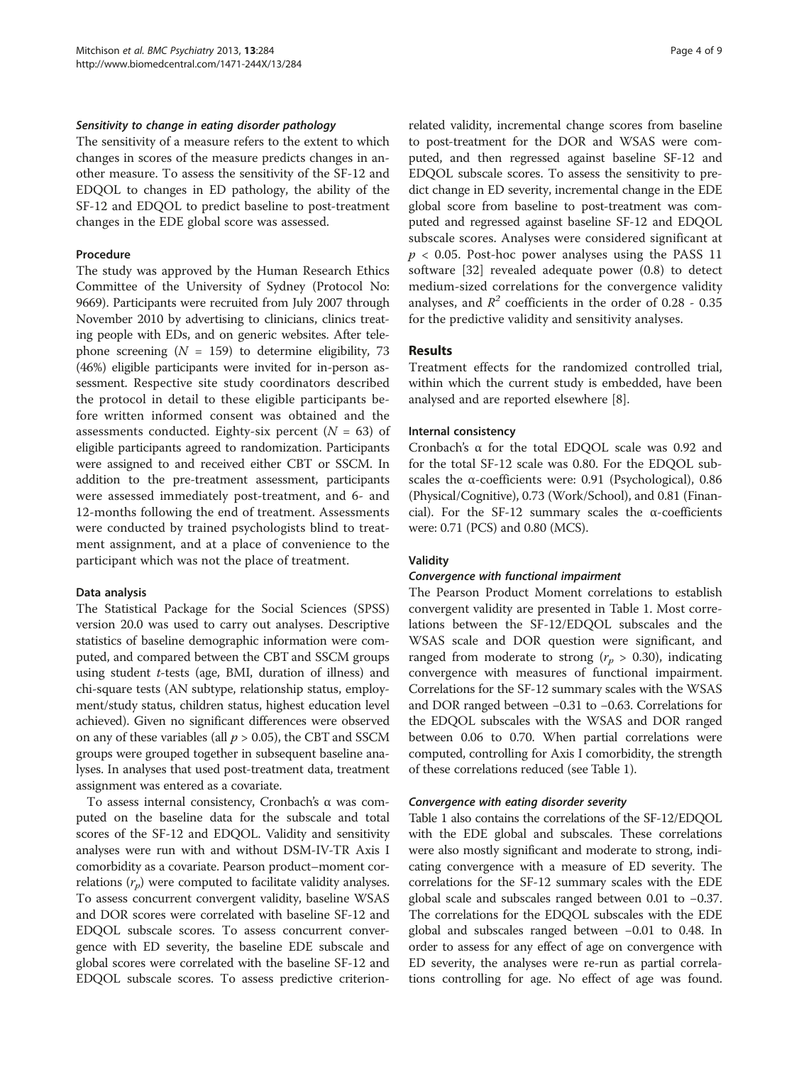#### *Sensitivity to change in eating disorder pathology*

The sensitivity of a measure refers to the extent to which changes in scores of the measure predicts changes in another measure. To assess the sensitivity of the SF-12 and EDQOL to changes in ED pathology, the ability of the SF-12 and EDQOL to predict baseline to post-treatment changes in the EDE global score was assessed.

### Procedure

The study was approved by the Human Research Ethics Committee of the University of Sydney (Protocol No: 9669). Participants were recruited from July 2007 through November 2010 by advertising to clinicians, clinics treating people with EDs, and on generic websites. After telephone screening ($N$ = 159) to determine eligibility, 73 (46%) eligible participants were invited for in-person assessment. Respective site study coordinators described the protocol in detail to these eligible participants before written informed consent was obtained and the assessments conducted. Eighty-six percent ($N$ = 63) of eligible participants agreed to randomization. Participants were assigned to and received either CBT or SSCM. In addition to the pre-treatment assessment, participants were assessed immediately post-treatment, and 6- and 12-months following the end of treatment. Assessments were conducted by trained psychologists blind to treatment assignment, and at a place of convenience to the participant which was not the place of treatment.

### Data analysis

The Statistical Package for the Social Sciences (SPSS) version 20.0 was used to carry out analyses. Descriptive statistics of baseline demographic information were computed, and compared between the CBT and SSCM groups using student *t*-tests (age, BMI, duration of illness) and chi-square tests (AN subtype, relationship status, employment/study status, children status, highest education level achieved). Given no significant differences were observed on any of these variables (all $p > 0.05$), the CBT and SSCM groups were grouped together in subsequent baseline analyses. In analyses that used post-treatment data, treatment assignment was entered as a covariate.

To assess internal consistency, Cronbach's α was computed on the baseline data for the subscale and total scores of the SF-12 and EDQOL. Validity and sensitivity analyses were run with and without DSM-IV-TR Axis I comorbidity as a covariate. Pearson product–moment correlations ($r_p$) were computed to facilitate validity analyses. To assess concurrent convergent validity, baseline WSAS and DOR scores were correlated with baseline SF-12 and EDQOL subscale scores. To assess concurrent convergence with ED severity, the baseline EDE subscale and global scores were correlated with the baseline SF-12 and EDQOL subscale scores. To assess predictive criterion-related validity, incremental change scores from baseline to post-treatment for the DOR and WSAS were computed, and then regressed against baseline SF-12 and EDQOL subscale scores. To assess the sensitivity to predict change in ED severity, incremental change in the EDE global score from baseline to post-treatment was computed and regressed against baseline SF-12 and EDQOL subscale scores. Analyses were considered significant at $p < 0.05$. Post-hoc power analyses using the PASS 11 software [32] revealed adequate power (0.8) to detect medium-sized correlations for the convergence validity analyses, and $R^2$ coefficients in the order of 0.28 - 0.35 for the predictive validity and sensitivity analyses.

## Results

Treatment effects for the randomized controlled trial, within which the current study is embedded, have been analysed and are reported elsewhere [8].

### Internal consistency

Cronbach's α for the total EDQOL scale was 0.92 and for the total SF-12 scale was 0.80. For the EDQOL subscales the α-coefficients were: 0.91 (Psychological), 0.86 (Physical/Cognitive), 0.73 (Work/School), and 0.81 (Financial). For the SF-12 summary scales the α-coefficients were: 0.71 (PCS) and 0.80 (MCS).

### Validity

#### *Convergence with functional impairment*

The Pearson Product Moment correlations to establish convergent validity are presented in Table 1. Most correlations between the SF-12/EDQOL subscales and the WSAS scale and DOR question were significant, and ranged from moderate to strong ($r_p$ > 0.30), indicating convergence with measures of functional impairment. Correlations for the SF-12 summary scales with the WSAS and DOR ranged between −0.31 to −0.63. Correlations for the EDQOL subscales with the WSAS and DOR ranged between 0.06 to 0.70. When partial correlations were computed, controlling for Axis I comorbidity, the strength of these correlations reduced (see Table 1).

#### *Convergence with eating disorder severity*

Table 1 also contains the correlations of the SF-12/EDQOL with the EDE global and subscales. These correlations were also mostly significant and moderate to strong, indicating convergence with a measure of ED severity. The correlations for the SF-12 summary scales with the EDE global scale and subscales ranged between 0.01 to −0.37. The correlations for the EDQOL subscales with the EDE global and subscales ranged between −0.01 to 0.48. In order to assess for any effect of age on convergence with ED severity, the analyses were re-run as partial correlations controlling for age. No effect of age was found.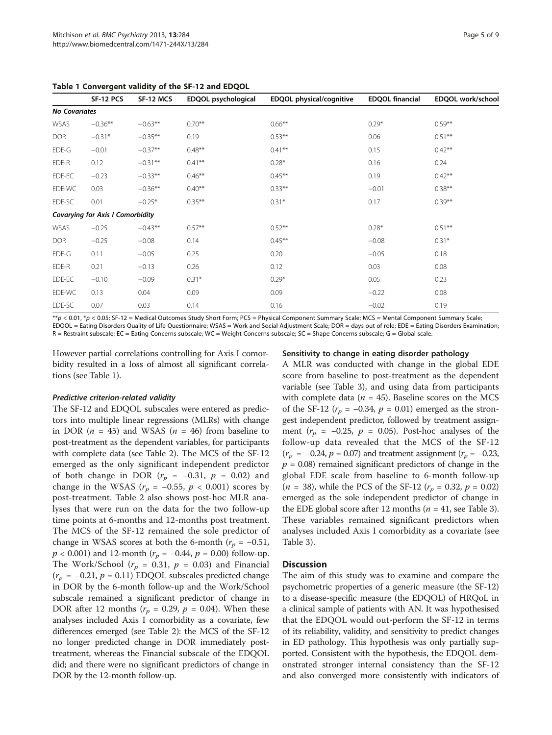**Table 1 Convergent validity of the SF-12 and EDQOL**

| | SF-12 PCS | SF-12 MCS | EDQOL psychological | EDQOL physical/cognitive | EDQOL financial | EDQOL work/school |
|---|---|---|---|---|---|---|
| ***No Covariates*** | | | | | | |
| WSAS | −0.36** | −0.63** | 0.70** | 0.66** | 0.29* | 0.59** |
| DOR | −0.31* | −0.35** | 0.19 | 0.53** | 0.06 | 0.51** |
| EDE-G | −0.01 | −0.37** | 0.48** | 0.41** | 0.15 | 0.42** |
| EDE-R | 0.12 | −0.31** | 0.41** | 0.28* | 0.16 | 0.24 |
| EDE-EC | −0.23 | −0.33** | 0.46** | 0.45** | 0.19 | 0.42** |
| EDE-WC | 0.03 | −0.36** | 0.40** | 0.33** | −0.01 | 0.38** |
| EDE-SC | 0.01 | −0.25* | 0.35** | 0.31* | 0.17 | 0.39** |
| ***Covarying for Axis I Comorbidity*** | | | | | | |
| WSAS | −0.25 | −0.43** | 0.57** | 0.52** | 0.28* | 0.51** |
| DOR | −0.25 | −0.08 | 0.14 | 0.45** | −0.08 | 0.31* |
| EDE-G | 0.11 | −0.05 | 0.25 | 0.20 | −0.05 | 0.18 |
| EDE-R | 0.21 | −0.13 | 0.26 | 0.12 | 0.03 | 0.08 |
| EDE-EC | −0.10 | −0.09 | 0.31* | 0.29* | 0.05 | 0.23 |
| EDE-WC | 0.13 | 0.04 | 0.09 | 0.09 | −0.22 | 0.08 |
| EDE-SC | 0.07 | 0.03 | 0.14 | 0.16 | −0.02 | 0.19 |

**$p < 0.01$, *$p < 0.05$; SF-12 = Medical Outcomes Study Short Form; PCS = Physical Component Summary Scale; MCS = Mental Component Summary Scale; EDQOL = Eating Disorders Quality of Life Questionnaire; WSAS = Work and Social Adjustment Scale; DOR = days out of role; EDE = Eating Disorders Examination; R = Restraint subscale; EC = Eating Concerns subscale; WC = Weight Concerns subscale; SC = Shape Concerns subscale; G = Global scale.

However partial correlations controlling for Axis I comorbidity resulted in a loss of almost all significant correlations (see Table 1).

#### *Predictive criterion-related validity*

The SF-12 and EDQOL subscales were entered as predictors into multiple linear regressions (MLRs) with change in DOR ($n = 45$) and WSAS ($n = 46$) from baseline to post-treatment as the dependent variables, for participants with complete data (see Table 2). The MCS of the SF-12 emerged as the only significant independent predictor of both change in DOR ($r_p = -0.31$, $p = 0.02$) and change in the WSAS ($r_p = -0.55$, $p < 0.001$) scores by post-treatment. Table 2 also shows post-hoc MLR analyses that were run on the data for the two follow-up time points at 6-months and 12-months post treatment. The MCS of the SF-12 remained the sole predictor of change in WSAS scores at both the 6-month ($r_p = -0.51$, $p < 0.001$) and 12-month ($r_p = -0.44$, $p = 0.00$) follow-up. The Work/School ($r_p = 0.31$, $p = 0.03$) and Financial ($r_p = -0.21$, $p = 0.11$) EDQOL subscales predicted change in DOR by the 6-month follow-up and the Work/School subscale remained a significant predictor of change in DOR after 12 months ($r_p = 0.29$, $p = 0.04$). When these analyses included Axis I comorbidity as a covariate, few differences emerged (see Table 2): the MCS of the SF-12 no longer predicted change in DOR immediately post-treatment, whereas the Financial subscale of the EDQOL did; and there were no significant predictors of change in DOR by the 12-month follow-up.

#### Sensitivity to change in eating disorder pathology

A MLR was conducted with change in the global EDE score from baseline to post-treatment as the dependent variable (see Table 3), and using data from participants with complete data ($n = 45$). Baseline scores on the MCS of the SF-12 ($r_p = -0.34$, $p = 0.01$) emerged as the strongest independent predictor, followed by treatment assignment ($r_p = -0.25$, $p = 0.05$). Post-hoc analyses of the follow-up data revealed that the MCS of the SF-12 ($r_p = -0.24$, $p = 0.07$) and treatment assignment ($r_p = -0.23$, $p = 0.08$) remained significant predictors of change in the global EDE scale from baseline to 6-month follow-up ($n = 38$), while the PCS of the SF-12 ($r_p = 0.32$, $p = 0.02$) emerged as the sole independent predictor of change in the EDE global score after 12 months ($n = 41$, see Table 3). These variables remained significant predictors when analyses included Axis I comorbidity as a covariate (see Table 3).

## Discussion

The aim of this study was to examine and compare the psychometric properties of a generic measure (the SF-12) to a disease-specific measure (the EDQOL) of HRQoL in a clinical sample of patients with AN. It was hypothesised that the EDQOL would out-perform the SF-12 in terms of its reliability, validity, and sensitivity to predict changes in ED pathology. This hypothesis was only partially supported. Consistent with the hypothesis, the EDQOL demonstrated stronger internal consistency than the SF-12 and also converged more consistently with indicators of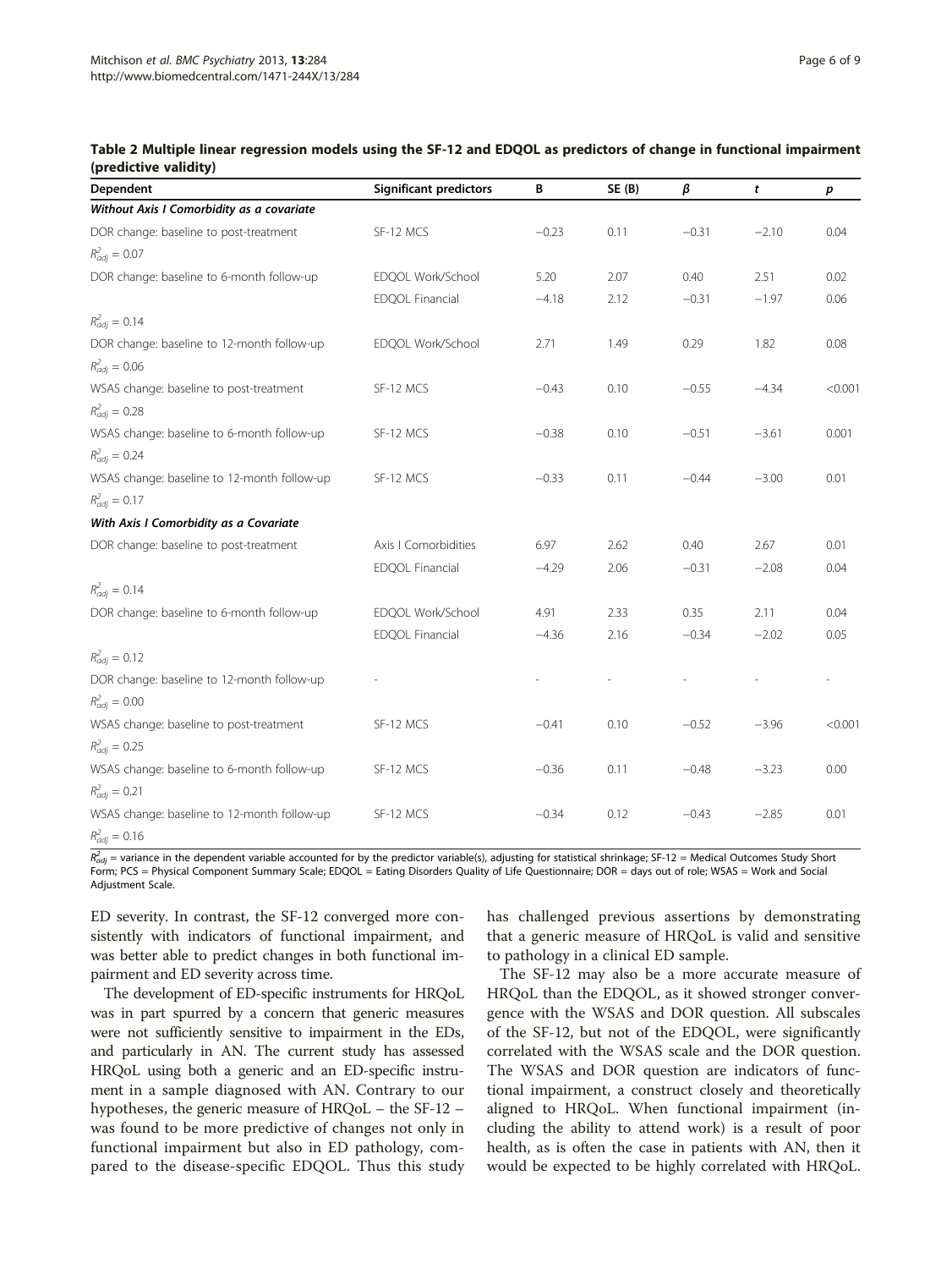**Table 2 Multiple linear regression models using the SF-12 and EDQOL as predictors of change in functional impairment (predictive validity)**

| Dependent | Significant predictors | B | SE (B) | $\beta$ | $t$ | $p$ |
|---|---|---|---|---|---|---|
| ***Without Axis I Comorbidity as a covariate*** | | | | | | |
| DOR change: baseline to post-treatment | SF-12 MCS | −0.23 | 0.11 | −0.31 | −2.10 | 0.04 |
| $R^2_{adj} = 0.07$ | | | | | | |
| DOR change: baseline to 6-month follow-up | EDQOL Work/School | 5.20 | 2.07 | 0.40 | 2.51 | 0.02 |
| | EDQOL Financial | −4.18 | 2.12 | −0.31 | −1.97 | 0.06 |
| $R^2_{adj} = 0.14$ | | | | | | |
| DOR change: baseline to 12-month follow-up | EDQOL Work/School | 2.71 | 1.49 | 0.29 | 1.82 | 0.08 |
| $R^2_{adj} = 0.06$ | | | | | | |
| WSAS change: baseline to post-treatment | SF-12 MCS | −0.43 | 0.10 | −0.55 | −4.34 | <0.001 |
| $R^2_{adj} = 0.28$ | | | | | | |
| WSAS change: baseline to 6-month follow-up | SF-12 MCS | −0.38 | 0.10 | −0.51 | −3.61 | 0.001 |
| $R^2_{adj} = 0.24$ | | | | | | |
| WSAS change: baseline to 12-month follow-up | SF-12 MCS | −0.33 | 0.11 | −0.44 | −3.00 | 0.01 |
| $R^2_{adj} = 0.17$ | | | | | | |
| ***With Axis I Comorbidity as a Covariate*** | | | | | | |
| DOR change: baseline to post-treatment | Axis I Comorbidities | 6.97 | 2.62 | 0.40 | 2.67 | 0.01 |
| | EDQOL Financial | −4.29 | 2.06 | −0.31 | −2.08 | 0.04 |
| $R^2_{adj} = 0.14$ | | | | | | |
| DOR change: baseline to 6-month follow-up | EDQOL Work/School | 4.91 | 2.33 | 0.35 | 2.11 | 0.04 |
| | EDQOL Financial | −4.36 | 2.16 | −0.34 | −2.02 | 0.05 |
| $R^2_{adj} = 0.12$ | | | | | | |
| DOR change: baseline to 12-month follow-up | - | - | - | - | - | - |
| $R^2_{adj} = 0.00$ | | | | | | |
| WSAS change: baseline to post-treatment | SF-12 MCS | −0.41 | 0.10 | −0.52 | −3.96 | <0.001 |
| $R^2_{adj} = 0.25$ | | | | | | |
| WSAS change: baseline to 6-month follow-up | SF-12 MCS | −0.36 | 0.11 | −0.48 | −3.23 | 0.00 |
| $R^2_{adj} = 0.21$ | | | | | | |
| WSAS change: baseline to 12-month follow-up | SF-12 MCS | −0.34 | 0.12 | −0.43 | −2.85 | 0.01 |
| $R^2_{adj} = 0.16$ | | | | | | |

$R^2_{adj}$ = variance in the dependent variable accounted for by the predictor variable(s), adjusting for statistical shrinkage; SF-12 = Medical Outcomes Study Short Form; PCS = Physical Component Summary Scale; EDQOL = Eating Disorders Quality of Life Questionnaire; DOR = days out of role; WSAS = Work and Social Adjustment Scale.

ED severity. In contrast, the SF-12 converged more consistently with indicators of functional impairment, and was better able to predict changes in both functional impairment and ED severity across time.

The development of ED-specific instruments for HRQoL was in part spurred by a concern that generic measures were not sufficiently sensitive to impairment in the EDs, and particularly in AN. The current study has assessed HRQoL using both a generic and an ED-specific instrument in a sample diagnosed with AN. Contrary to our hypotheses, the generic measure of HRQoL – the SF-12 – was found to be more predictive of changes not only in functional impairment but also in ED pathology, compared to the disease-specific EDQOL. Thus this study has challenged previous assertions by demonstrating that a generic measure of HRQoL is valid and sensitive to pathology in a clinical ED sample.

The SF-12 may also be a more accurate measure of HRQoL than the EDQOL, as it showed stronger convergence with the WSAS and DOR question. All subscales of the SF-12, but not of the EDQOL, were significantly correlated with the WSAS scale and the DOR question. The WSAS and DOR question are indicators of functional impairment, a construct closely and theoretically aligned to HRQoL. When functional impairment (including the ability to attend work) is a result of poor health, as is often the case in patients with AN, then it would be expected to be highly correlated with HRQoL.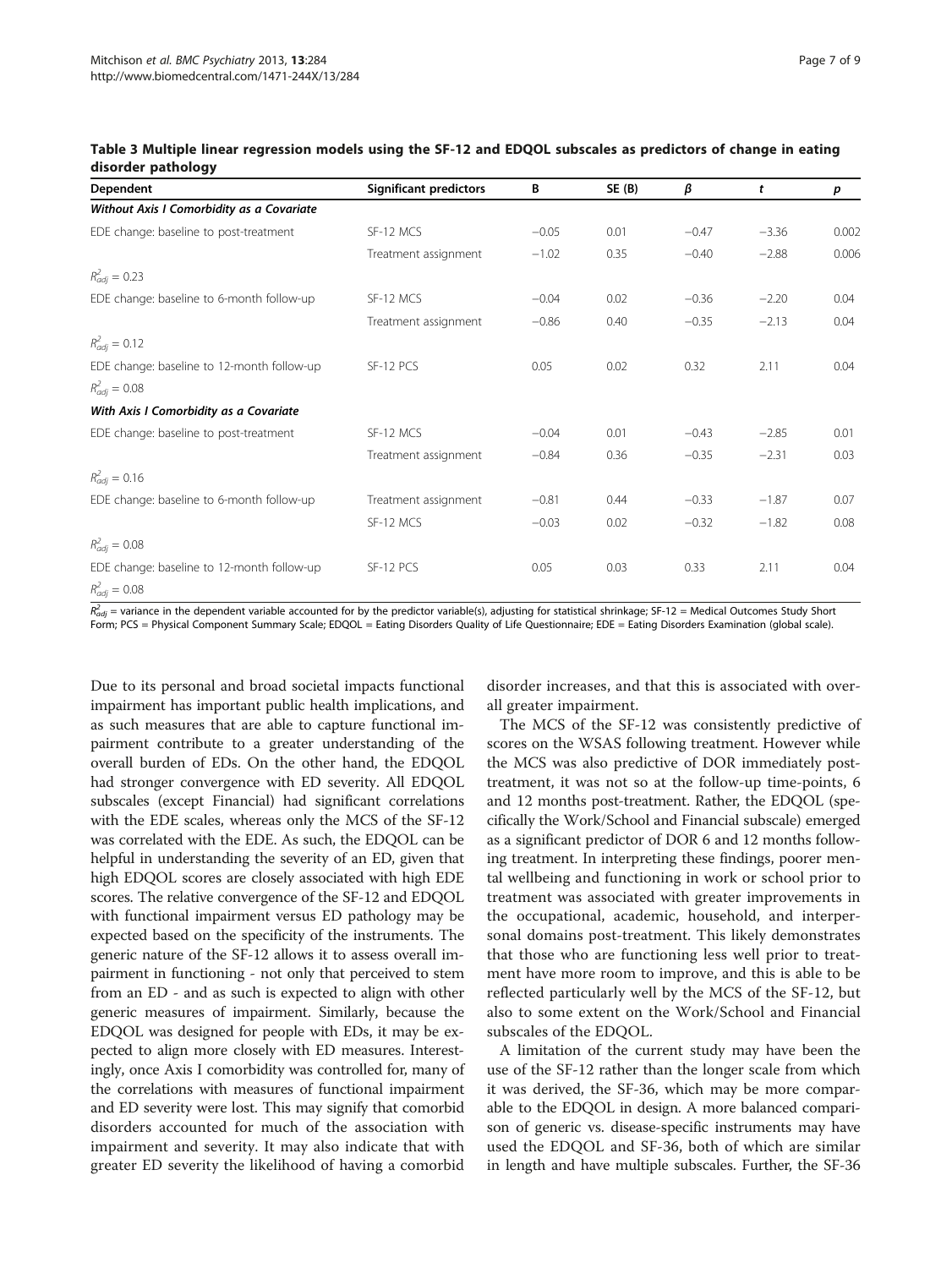**Table 3 Multiple linear regression models using the SF-12 and EDQOL subscales as predictors of change in eating disorder pathology**

| Dependent | Significant predictors | B | SE (B) | β | t | p |
|---|---|---|---|---|---|---|
| ***Without Axis I Comorbidity as a Covariate*** | | | | | | |
| EDE change: baseline to post-treatment | SF-12 MCS | −0.05 | 0.01 | −0.47 | −3.36 | 0.002 |
| | Treatment assignment | −1.02 | 0.35 | −0.40 | −2.88 | 0.006 |
| $R^2_{adj} = 0.23$ | | | | | | |
| EDE change: baseline to 6-month follow-up | SF-12 MCS | −0.04 | 0.02 | −0.36 | −2.20 | 0.04 |
| | Treatment assignment | −0.86 | 0.40 | −0.35 | −2.13 | 0.04 |
| $R^2_{adj} = 0.12$ | | | | | | |
| EDE change: baseline to 12-month follow-up | SF-12 PCS | 0.05 | 0.02 | 0.32 | 2.11 | 0.04 |
| $R^2_{adj} = 0.08$ | | | | | | |
| ***With Axis I Comorbidity as a Covariate*** | | | | | | |
| EDE change: baseline to post-treatment | SF-12 MCS | −0.04 | 0.01 | −0.43 | −2.85 | 0.01 |
| | Treatment assignment | −0.84 | 0.36 | −0.35 | −2.31 | 0.03 |
| $R^2_{adj} = 0.16$ | | | | | | |
| EDE change: baseline to 6-month follow-up | Treatment assignment | −0.81 | 0.44 | −0.33 | −1.87 | 0.07 |
| | SF-12 MCS | −0.03 | 0.02 | −0.32 | −1.82 | 0.08 |
| $R^2_{adj} = 0.08$ | | | | | | |
| EDE change: baseline to 12-month follow-up | SF-12 PCS | 0.05 | 0.03 | 0.33 | 2.11 | 0.04 |
| $R^2_{adj} = 0.08$ | | | | | | |

$R^2_{adj}$ = variance in the dependent variable accounted for by the predictor variable(s), adjusting for statistical shrinkage; SF-12 = Medical Outcomes Study Short Form; PCS = Physical Component Summary Scale; EDQOL = Eating Disorders Quality of Life Questionnaire; EDE = Eating Disorders Examination (global scale).

Due to its personal and broad societal impacts functional impairment has important public health implications, and as such measures that are able to capture functional impairment contribute to a greater understanding of the overall burden of EDs. On the other hand, the EDQOL had stronger convergence with ED severity. All EDQOL subscales (except Financial) had significant correlations with the EDE scales, whereas only the MCS of the SF-12 was correlated with the EDE. As such, the EDQOL can be helpful in understanding the severity of an ED, given that high EDQOL scores are closely associated with high EDE scores. The relative convergence of the SF-12 and EDQOL with functional impairment versus ED pathology may be expected based on the specificity of the instruments. The generic nature of the SF-12 allows it to assess overall impairment in functioning - not only that perceived to stem from an ED - and as such is expected to align with other generic measures of impairment. Similarly, because the EDQOL was designed for people with EDs, it may be expected to align more closely with ED measures. Interestingly, once Axis I comorbidity was controlled for, many of the correlations with measures of functional impairment and ED severity were lost. This may signify that comorbid disorders accounted for much of the association with impairment and severity. It may also indicate that with greater ED severity the likelihood of having a comorbid disorder increases, and that this is associated with overall greater impairment.

The MCS of the SF-12 was consistently predictive of scores on the WSAS following treatment. However while the MCS was also predictive of DOR immediately post-treatment, it was not so at the follow-up time-points, 6 and 12 months post-treatment. Rather, the EDQOL (specifically the Work/School and Financial subscale) emerged as a significant predictor of DOR 6 and 12 months following treatment. In interpreting these findings, poorer mental wellbeing and functioning in work or school prior to treatment was associated with greater improvements in the occupational, academic, household, and interpersonal domains post-treatment. This likely demonstrates that those who are functioning less well prior to treatment have more room to improve, and this is able to be reflected particularly well by the MCS of the SF-12, but also to some extent on the Work/School and Financial subscales of the EDQOL.

A limitation of the current study may have been the use of the SF-12 rather than the longer scale from which it was derived, the SF-36, which may be more comparable to the EDQOL in design. A more balanced comparison of generic vs. disease-specific instruments may have used the EDQOL and SF-36, both of which are similar in length and have multiple subscales. Further, the SF-36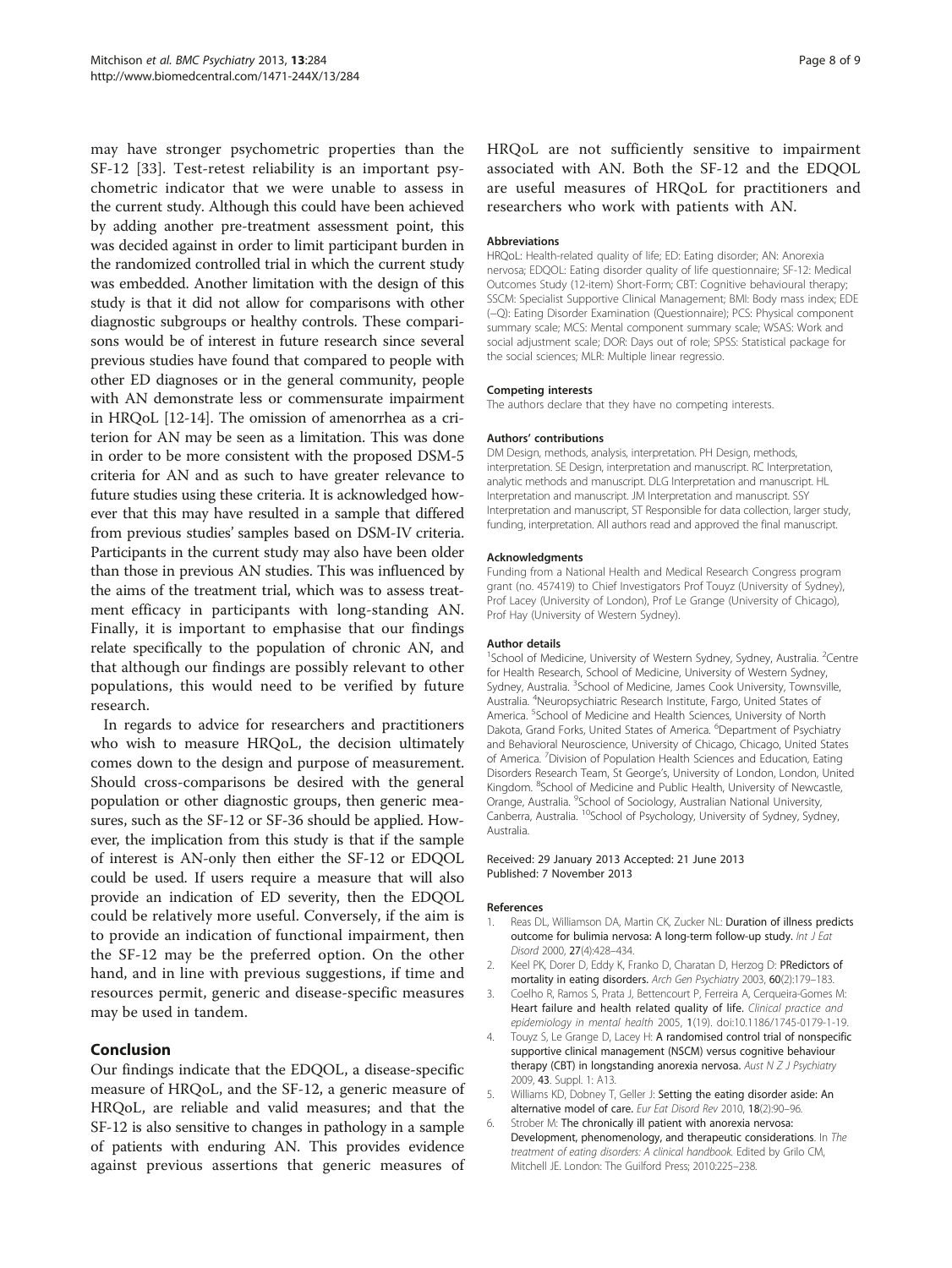may have stronger psychometric properties than the SF-12 [33]. Test-retest reliability is an important psychometric indicator that we were unable to assess in the current study. Although this could have been achieved by adding another pre-treatment assessment point, this was decided against in order to limit participant burden in the randomized controlled trial in which the current study was embedded. Another limitation with the design of this study is that it did not allow for comparisons with other diagnostic subgroups or healthy controls. These comparisons would be of interest in future research since several previous studies have found that compared to people with other ED diagnoses or in the general community, people with AN demonstrate less or commensurate impairment in HRQoL [12-14]. The omission of amenorrhea as a criterion for AN may be seen as a limitation. This was done in order to be more consistent with the proposed DSM-5 criteria for AN and as such to have greater relevance to future studies using these criteria. It is acknowledged however that this may have resulted in a sample that differed from previous studies' samples based on DSM-IV criteria. Participants in the current study may also have been older than those in previous AN studies. This was influenced by the aims of the treatment trial, which was to assess treatment efficacy in participants with long-standing AN. Finally, it is important to emphasise that our findings relate specifically to the population of chronic AN, and that although our findings are possibly relevant to other populations, this would need to be verified by future research.

In regards to advice for researchers and practitioners who wish to measure HRQoL, the decision ultimately comes down to the design and purpose of measurement. Should cross-comparisons be desired with the general population or other diagnostic groups, then generic measures, such as the SF-12 or SF-36 should be applied. However, the implication from this study is that if the sample of interest is AN-only then either the SF-12 or EDQOL could be used. If users require a measure that will also provide an indication of ED severity, then the EDQOL could be relatively more useful. Conversely, if the aim is to provide an indication of functional impairment, then the SF-12 may be the preferred option. On the other hand, and in line with previous suggestions, if time and resources permit, generic and disease-specific measures may be used in tandem.

## Conclusion

Our findings indicate that the EDQOL, a disease-specific measure of HRQoL, and the SF-12, a generic measure of HRQoL, are reliable and valid measures; and that the SF-12 is also sensitive to changes in pathology in a sample of patients with enduring AN. This provides evidence against previous assertions that generic measures of HRQoL are not sufficiently sensitive to impairment associated with AN. Both the SF-12 and the EDQOL are useful measures of HRQoL for practitioners and researchers who work with patients with AN.

#### Abbreviations

HRQoL: Health-related quality of life; ED: Eating disorder; AN: Anorexia nervosa; EDQOL: Eating disorder quality of life questionnaire; SF-12: Medical Outcomes Study (12-item) Short-Form; CBT: Cognitive behavioural therapy; SSCM: Specialist Supportive Clinical Management; BMI: Body mass index; EDE (–Q): Eating Disorder Examination (Questionnaire); PCS: Physical component summary scale; MCS: Mental component summary scale; WSAS: Work and social adjustment scale; DOR: Days out of role; SPSS: Statistical package for the social sciences; MLR: Multiple linear regressio.

#### Competing interests

The authors declare that they have no competing interests.

#### Authors' contributions

DM Design, methods, analysis, interpretation. PH Design, methods, interpretation. SE Design, interpretation and manuscript. RC Interpretation, analytic methods and manuscript. DLG Interpretation and manuscript. HL Interpretation and manuscript. JM Interpretation and manuscript. SSY Interpretation and manuscript, ST Responsible for data collection, larger study, funding, interpretation. All authors read and approved the final manuscript.

#### Acknowledgments

Funding from a National Health and Medical Research Congress program grant (no. 457419) to Chief Investigators Prof Touyz (University of Sydney), Prof Lacey (University of London), Prof Le Grange (University of Chicago), Prof Hay (University of Western Sydney).

#### Author details

[1]School of Medicine, University of Western Sydney, Sydney, Australia. [2]Centre for Health Research, School of Medicine, University of Western Sydney, Sydney, Australia. [3]School of Medicine, James Cook University, Townsville, Australia. [4]Neuropsychiatric Research Institute, Fargo, United States of America. [5]School of Medicine and Health Sciences, University of North Dakota, Grand Forks, United States of America. [6]Department of Psychiatry and Behavioral Neuroscience, University of Chicago, Chicago, United States of America. [7]Division of Population Health Sciences and Education, Eating Disorders Research Team, St George's, University of London, London, United Kingdom. [8]School of Medicine and Public Health, University of Newcastle, Orange, Australia. [9]School of Sociology, Australian National University, Canberra, Australia. [10]School of Psychology, University of Sydney, Sydney, Australia.

Received: 29 January 2013 Accepted: 21 June 2013
Published: 7 November 2013

#### References

1. Reas DL, Williamson DA, Martin CK, Zucker NL: **Duration of illness predicts outcome for bulimia nervosa: A long-term follow-up study.** *Int J Eat Disord* 2000, **27**(4):428–434.
2. Keel PK, Dorer D, Eddy K, Franko D, Charatan D, Herzog D: **PRedictors of mortality in eating disorders.** *Arch Gen Psychiatry* 2003, **60**(2):179–183.
3. Coelho R, Ramos S, Prata J, Bettencourt P, Ferreira A, Cerqueira-Gomes M: **Heart failure and health related quality of life.** *Clinical practice and epidemiology in mental health* 2005, **1**(19). doi:10.1186/1745-0179-1-19.
4. Touyz S, Le Grange D, Lacey H: **A randomised control trial of nonspecific supportive clinical management (NSCM) versus cognitive behaviour therapy (CBT) in longstanding anorexia nervosa.** *Aust N Z J Psychiatry* 2009, **43**. Suppl. 1: A13.
5. Williams KD, Dobney T, Geller J: **Setting the eating disorder aside: An alternative model of care.** *Eur Eat Disord Rev* 2010, **18**(2):90–96.
6. Strober M: **The chronically ill patient with anorexia nervosa: Development, phenomenology, and therapeutic considerations.** In *The treatment of eating disorders: A clinical handbook.* Edited by Grilo CM, Mitchell JE. London: The Guilford Press; 2010:225–238.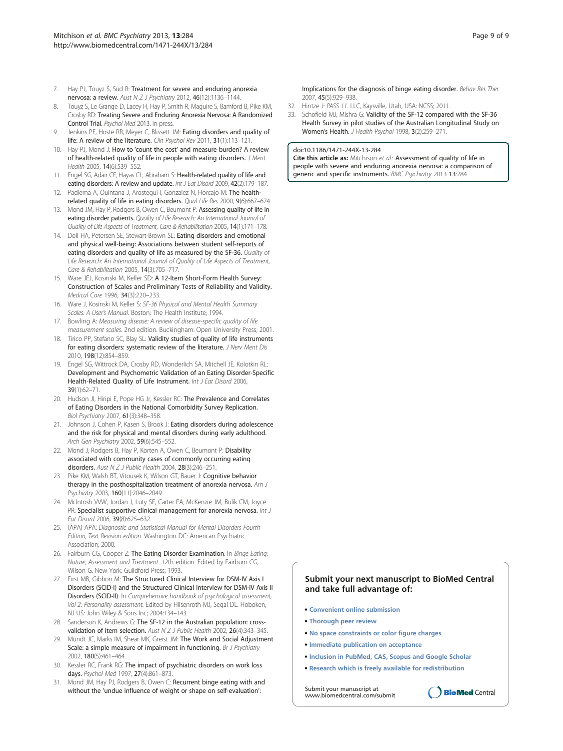7. Hay PJ, Touyz S, Sud R: **Treatment for severe and enduring anorexia nervosa: a review.** *Aust N Z J Psychiatry* 2012, **46**(12):1136–1144.
8. Touyz S, Le Grange D, Lacey H, Hay P, Smith R, Maguire S, Bamford B, Pike KM, Crosby RD: **Treating Severe and Enduring Anorexia Nervosa: A Randomized Control Trial.** *Psychol Med* 2013. in press.
9. Jenkins PE, Hoste RR, Meyer C, Blissett JM: **Eating disorders and quality of life: A review of the literature.** *Clin Psychol Rev* 2011, **31**(1):113–121.
10. Hay PJ, Mond J: **How to 'count the cost' and measure burden? A review of health-related quality of life in people with eating disorders.** *J Ment Health* 2005, **14**(6):539–552.
11. Engel SG, Adair CE, Hayas CL, Abraham S: **Health-related quality of life and eating disorders: A review and update.** *Int J Eat Disord* 2009, **42**(2):179–187.
12. Padierna A, Quintana J, Arostegui I, Gonzalez N, Horcajo M: **The health-related quality of life in eating disorders.** *Qual Life Res* 2000, **9**(6):667–674.
13. Mond JM, Hay P, Rodgers B, Owen C, Beumont P: **Assessing quality of life in eating disorder patients.** *Quality of Life Research: An International Journal of Quality of Life Aspects of Treatment, Care & Rehabilitation* 2005, **14**(1):171–178.
14. Doll HA, Petersen SE, Stewart-Brown SL: **Eating disorders and emotional and physical well-being: Associations between student self-reports of eating disorders and quality of life as measured by the SF-36.** *Quality of Life Research: An International Journal of Quality of Life Aspects of Treatment, Care & Rehabilitation* 2005, **14**(3):705–717.
15. Ware JEJ, Kosinski M, Keller SD: **A 12-Item Short-Form Health Survey: Construction of Scales and Preliminary Tests of Reliability and Validity.** *Medical Care* 1996, **34**(3):220–233.
16. Ware J, Kosinski M, Keller S: *SF-36 Physical and Mental Health Summary Scales: A User's Manual.* Boston: The Health Institute; 1994.
17. Bowling A: *Measuring disease: A review of disease-specific quality of life measurement scales.* 2nd edition. Buckingham: Open University Press; 2001.
18. Tirico PP, Stefano SC, Blay SL: **Validity studies of quality of life instruments for eating disorders: systematic review of the literature.** *J Nerv Ment Dis* 2010, **198**(12):854–859.
19. Engel SG, Wittrock DA, Crosby RD, Wonderlich SA, Mitchell JE, Kolotkin RL: **Development and Psychometric Validation of an Eating Disorder-Specific Health-Related Quality of Life Instrument.** *Int J Eat Disord* 2006, **39**(1):62–71.
20. Hudson JI, Hiripi E, Pope HG Jr, Kessler RC: **The Prevalence and Correlates of Eating Disorders in the National Comorbidity Survey Replication.** *Biol Psychiatry* 2007, **61**(3):348–358.
21. Johnson J, Cohen P, Kasen S, Brook J: **Eating disorders during adolescence and the risk for physical and mental disorders during early adulthood.** *Arch Gen Psychiatry* 2002, **59**(6):545–552.
22. Mond J, Rodgers B, Hay P, Korten A, Owen C, Beumont P: **Disability associated with community cases of commonly occurring eating disorders.** *Aust N Z J Public Health* 2004, **28**(3):246–251.
23. Pike KM, Walsh BT, Vitousek K, Wilson GT, Bauer J: **Cognitive behavior therapy in the posthospitalization treatment of anorexia nervosa.** *Am J Psychiatry* 2003, **160**(11):2046–2049.
24. McIntosh VW, Jordan J, Luty SE, Carter FA, McKenzie JM, Bulik CM, Joyce PR: **Specialist supportive clinical management for anorexia nervosa.** *Int J Eat Disord* 2006, **39**(8):625–632.
25. (APA) APA: *Diagnostic and Statistical Manual for Mental Disorders Fourth Edition, Text Revision edition.* Washington DC: American Psychiatric Association; 2000.
26. Fairburn CG, Cooper Z: **The Eating Disorder Examination.** In *Binge Eating: Nature, Assessment and Treatment.* 12th edition. Edited by Fairburn CG, Wilson G. New York: Guildford Press; 1993.
27. First MB, Gibbon M: **The Structured Clinical Interview for DSM-IV Axis I Disorders (SCID-I) and the Structured Clinical Interview for DSM-IV Axis II Disorders (SCID-II).** In *Comprehensive handbook of psychological assessment, Vol 2: Personality assessment.* Edited by Hilsenroth MJ, Segal DL. Hoboken, NJ US: John Wiley & Sons Inc; 2004:134–143.
28. Sanderson K, Andrews G: **The SF-12 in the Australian population: cross-validation of item selection.** *Aust N Z J Public Health* 2002, **26**(4):343–345.
29. Mundt JC, Marks IM, Shear MK, Greist JM: **The Work and Social Adjustment Scale: a simple measure of impairment in functioning.** *Br J Psychiatry* 2002, **180**(5):461–464.
30. Kessler RC, Frank RG: **The impact of psychiatric disorders on work loss days.** *Psychol Med* 1997, **27**(4):861–873.
31. Mond JM, Hay PJ, Rodgers B, Owen C: **Recurrent binge eating with and without the 'undue influence of weight or shape on self-evaluation': Implications for the diagnosis of binge eating disorder.** *Behav Res Ther* 2007, **45**(5):929–938.
32. Hintze J: *PASS 11.* LLC, Kaysville, Utah, USA: NCSS; 2011.
33. Schofield MJ, Mishra G: **Validity of the SF-12 compared with the SF-36 Health Survey in pilot studies of the Australian Longitudinal Study on Women's Health.** *J Health Psychol* 1998, **3**(2):259–271.

doi:10.1186/1471-244X-13-284

**Cite this article as:** Mitchison *et al.*: Assessment of quality of life in people with severe and enduring anorexia nervosa: a comparison of generic and specific instruments. *BMC Psychiatry* 2013 **13**:284.

**Submit your next manuscript to BioMed Central and take full advantage of:**

- **Convenient online submission**
- **Thorough peer review**
- **No space constraints or color figure charges**
- **Immediate publication on acceptance**
- **Inclusion in PubMed, CAS, Scopus and Google Scholar**
- **Research which is freely available for redistribution**

Submit your manuscript at
www.biomedcentral.com/submit

BioMed Central